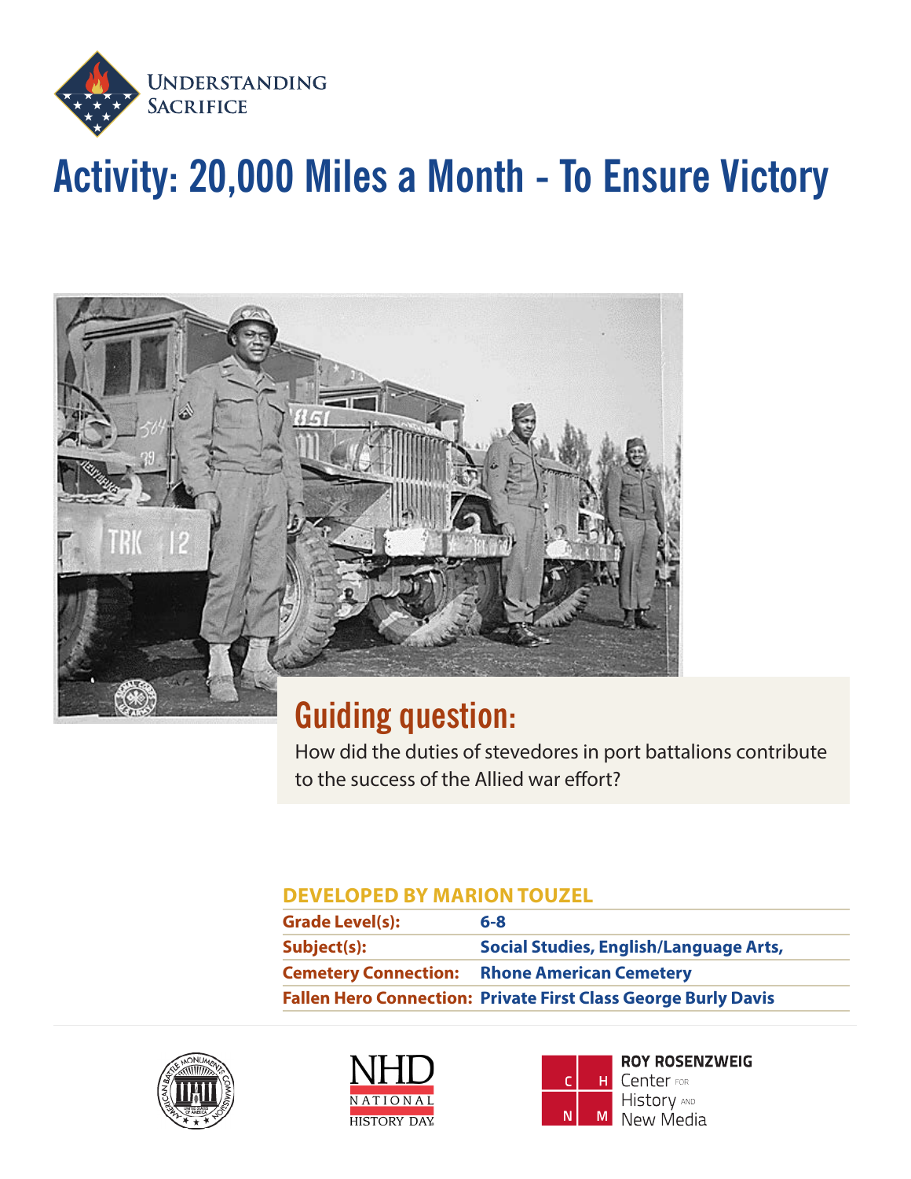UNDERSTANDING SACRIFICE

# Activity: 20,000 Miles a Month - To Ensure Victory

## Guiding question:

How did the duties of stevedores in port battalions contribute to the success of the Allied war effort?

**DEVELOPED BY MARION TOUZEL**

| | |
|---|---|
| **Grade Level(s):** | **6-8** |
| **Subject(s):** | **Social Studies, English/Language Arts,** |
| **Cemetery Connection:** | **Rhone American Cemetery** |
| **Fallen Hero Connection:** | **Private First Class George Burly Davis** |

AMERICAN BATTLE MONUMENTS COMMISSION

NHD NATIONAL HISTORY DAY

ROY ROSENZWEIG Center FOR History AND New Media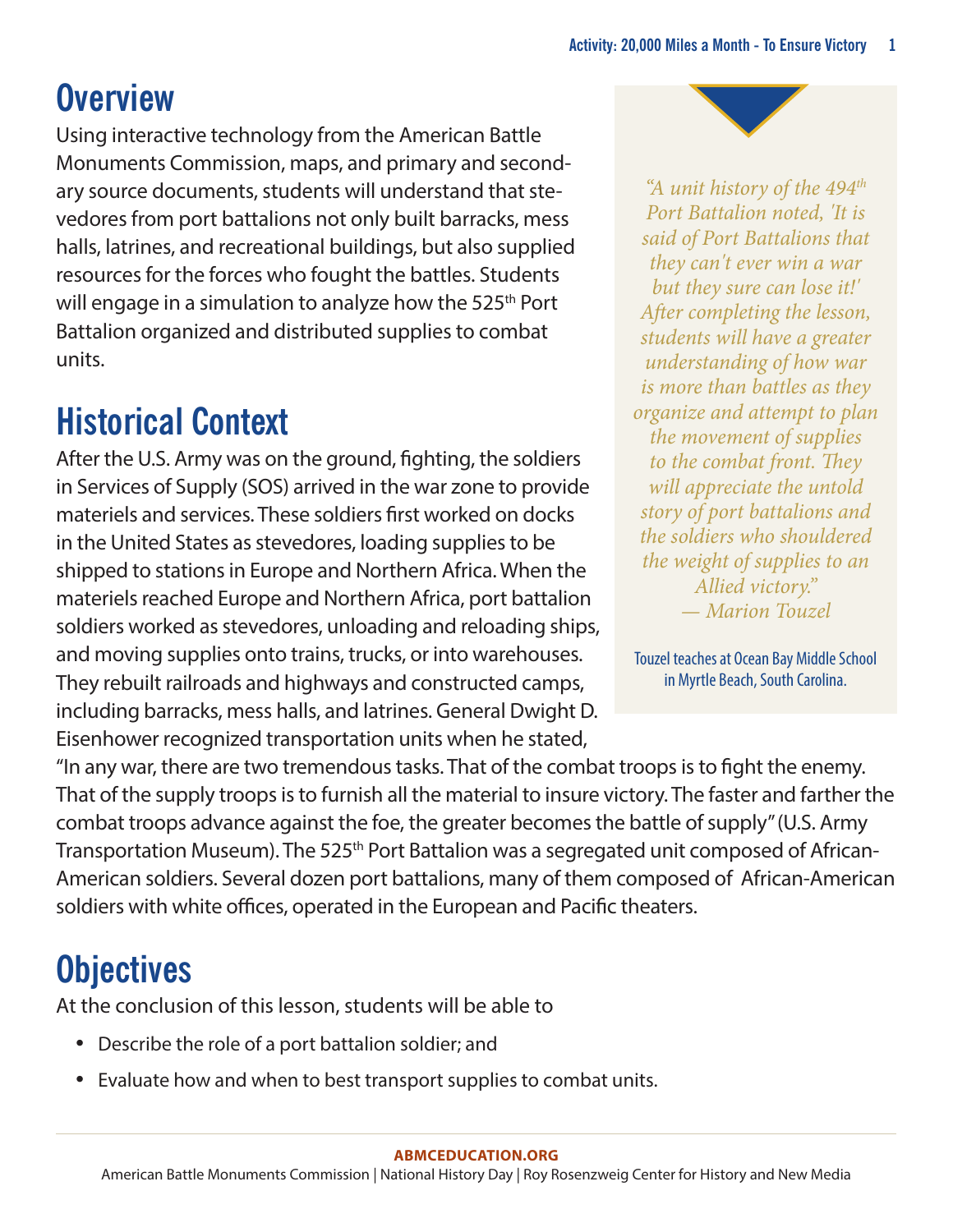## Overview

Using interactive technology from the American Battle Monuments Commission, maps, and primary and secondary source documents, students will understand that stevedores from port battalions not only built barracks, mess halls, latrines, and recreational buildings, but also supplied resources for the forces who fought the battles. Students will engage in a simulation to analyze how the 525th Port Battalion organized and distributed supplies to combat units.

## Historical Context

After the U.S. Army was on the ground, fighting, the soldiers in Services of Supply (SOS) arrived in the war zone to provide materiels and services. These soldiers first worked on docks in the United States as stevedores, loading supplies to be shipped to stations in Europe and Northern Africa. When the materiels reached Europe and Northern Africa, port battalion soldiers worked as stevedores, unloading and reloading ships, and moving supplies onto trains, trucks, or into warehouses. They rebuilt railroads and highways and constructed camps, including barracks, mess halls, and latrines. General Dwight D. Eisenhower recognized transportation units when he stated, "In any war, there are two tremendous tasks. That of the combat troops is to fight the enemy. That of the supply troops is to furnish all the material to insure victory. The faster and farther the combat troops advance against the foe, the greater becomes the battle of supply" (U.S. Army Transportation Museum). The 525th Port Battalion was a segregated unit composed of African-American soldiers. Several dozen port battalions, many of them composed of African-American soldiers with white offices, operated in the European and Pacific theaters.

> *"A unit history of the 494th Port Battalion noted, 'It is said of Port Battalions that they can't ever win a war but they sure can lose it!' After completing the lesson, students will have a greater understanding of how war is more than battles as they organize and attempt to plan the movement of supplies to the combat front. They will appreciate the untold story of port battalions and the soldiers who shouldered the weight of supplies to an Allied victory."*
> *— Marion Touzel*
>
> Touzel teaches at Ocean Bay Middle School in Myrtle Beach, South Carolina.

## Objectives

At the conclusion of this lesson, students will be able to

- Describe the role of a port battalion soldier; and
- Evaluate how and when to best transport supplies to combat units.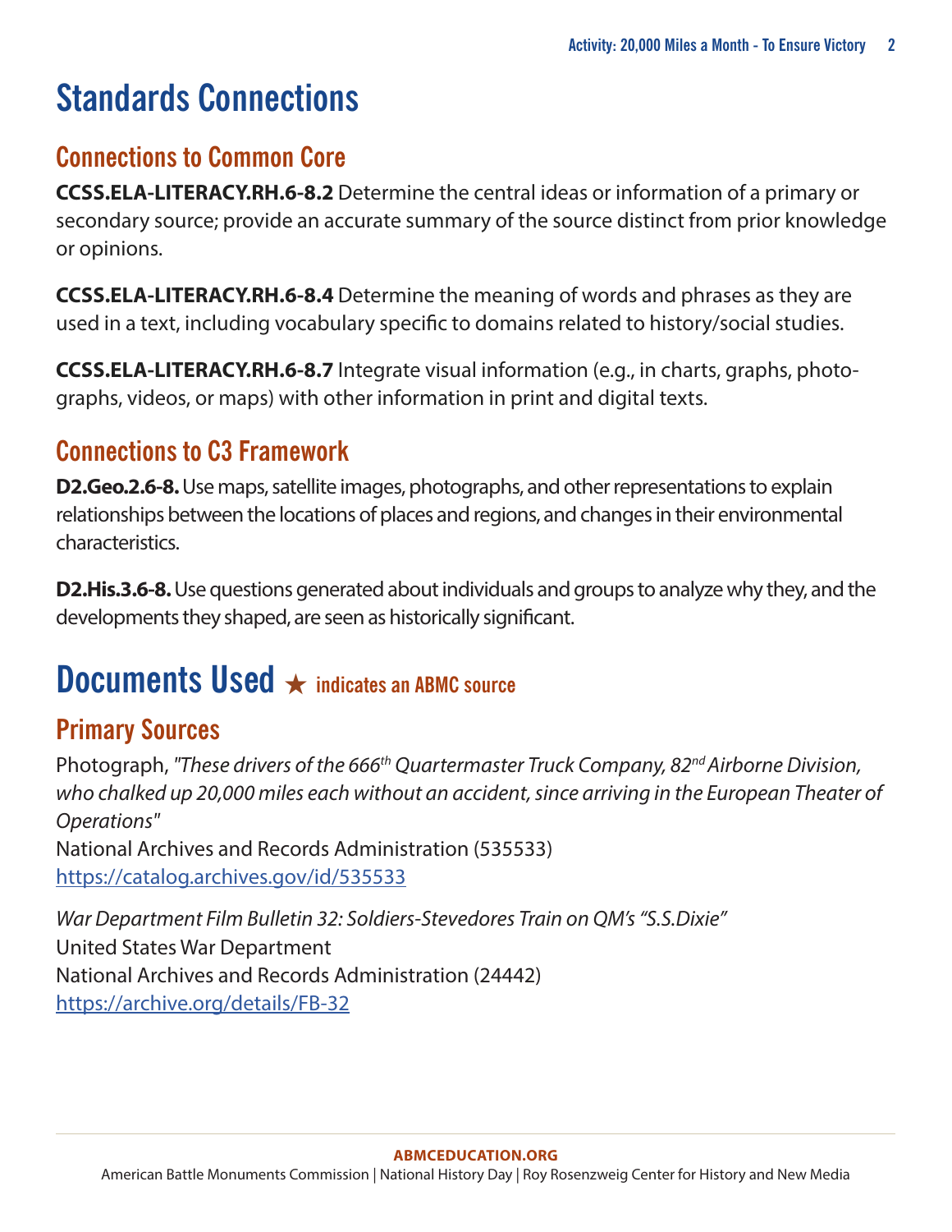# Standards Connections

## Connections to Common Core

**CCSS.ELA-LITERACY.RH.6-8.2** Determine the central ideas or information of a primary or secondary source; provide an accurate summary of the source distinct from prior knowledge or opinions.

**CCSS.ELA-LITERACY.RH.6-8.4** Determine the meaning of words and phrases as they are used in a text, including vocabulary specific to domains related to history/social studies.

**CCSS.ELA-LITERACY.RH.6-8.7** Integrate visual information (e.g., in charts, graphs, photographs, videos, or maps) with other information in print and digital texts.

## Connections to C3 Framework

**D2.Geo.2.6-8.** Use maps, satellite images, photographs, and other representations to explain relationships between the locations of places and regions, and changes in their environmental characteristics.

**D2.His.3.6-8.** Use questions generated about individuals and groups to analyze why they, and the developments they shaped, are seen as historically significant.

# Documents Used ★ indicates an ABMC source

## Primary Sources

Photograph, *"These drivers of the 666th Quartermaster Truck Company, 82nd Airborne Division, who chalked up 20,000 miles each without an accident, since arriving in the European Theater of Operations"*
National Archives and Records Administration (535533)
https://catalog.archives.gov/id/535533

*War Department Film Bulletin 32: Soldiers-Stevedores Train on QM's "S.S.Dixie"*
United States War Department
National Archives and Records Administration (24442)
https://archive.org/details/FB-32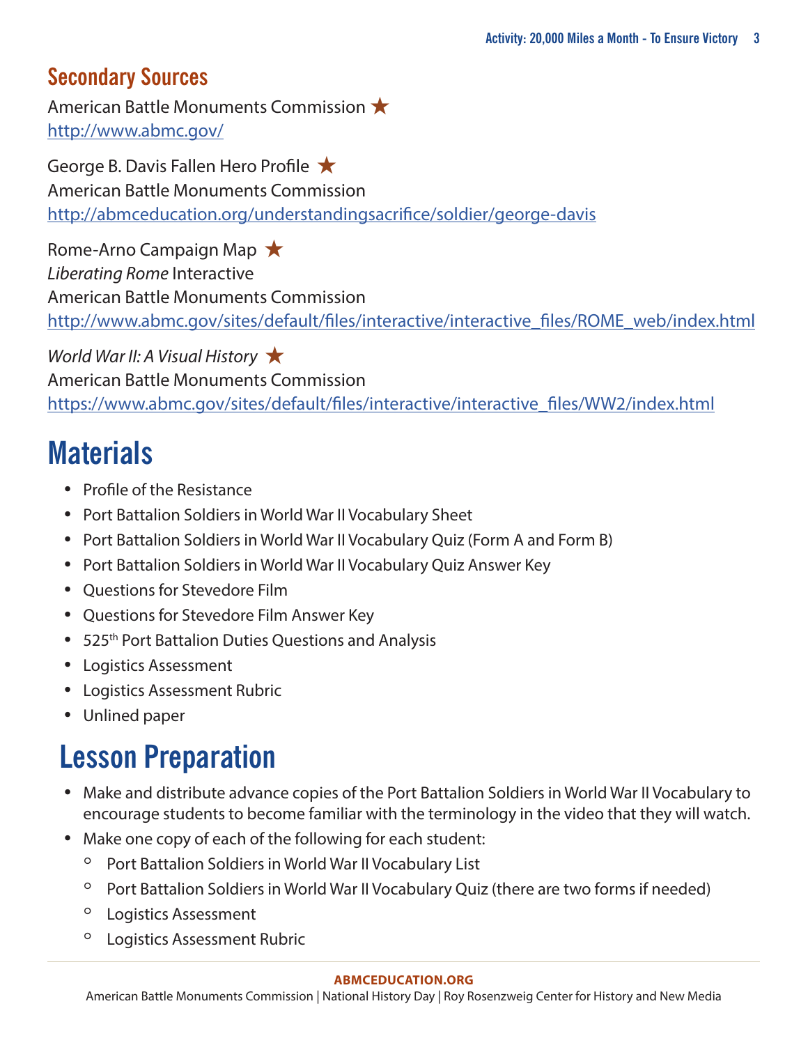## Secondary Sources

American Battle Monuments Commission ★
http://www.abmc.gov/

George B. Davis Fallen Hero Profile ★
American Battle Monuments Commission
http://abmceducation.org/understandingsacrifice/soldier/george-davis

Rome-Arno Campaign Map ★
*Liberating Rome* Interactive
American Battle Monuments Commission
http://www.abmc.gov/sites/default/files/interactive/interactive_files/ROME_web/index.html

*World War II: A Visual History* ★
American Battle Monuments Commission
https://www.abmc.gov/sites/default/files/interactive/interactive_files/WW2/index.html

# Materials

- Profile of the Resistance
- Port Battalion Soldiers in World War II Vocabulary Sheet
- Port Battalion Soldiers in World War II Vocabulary Quiz (Form A and Form B)
- Port Battalion Soldiers in World War II Vocabulary Quiz Answer Key
- Questions for Stevedore Film
- Questions for Stevedore Film Answer Key
- 525th Port Battalion Duties Questions and Analysis
- Logistics Assessment
- Logistics Assessment Rubric
- Unlined paper

# Lesson Preparation

- Make and distribute advance copies of the Port Battalion Soldiers in World War II Vocabulary to encourage students to become familiar with the terminology in the video that they will watch.
- Make one copy of each of the following for each student:
  - Port Battalion Soldiers in World War II Vocabulary List
  - Port Battalion Soldiers in World War II Vocabulary Quiz (there are two forms if needed)
  - Logistics Assessment
  - Logistics Assessment Rubric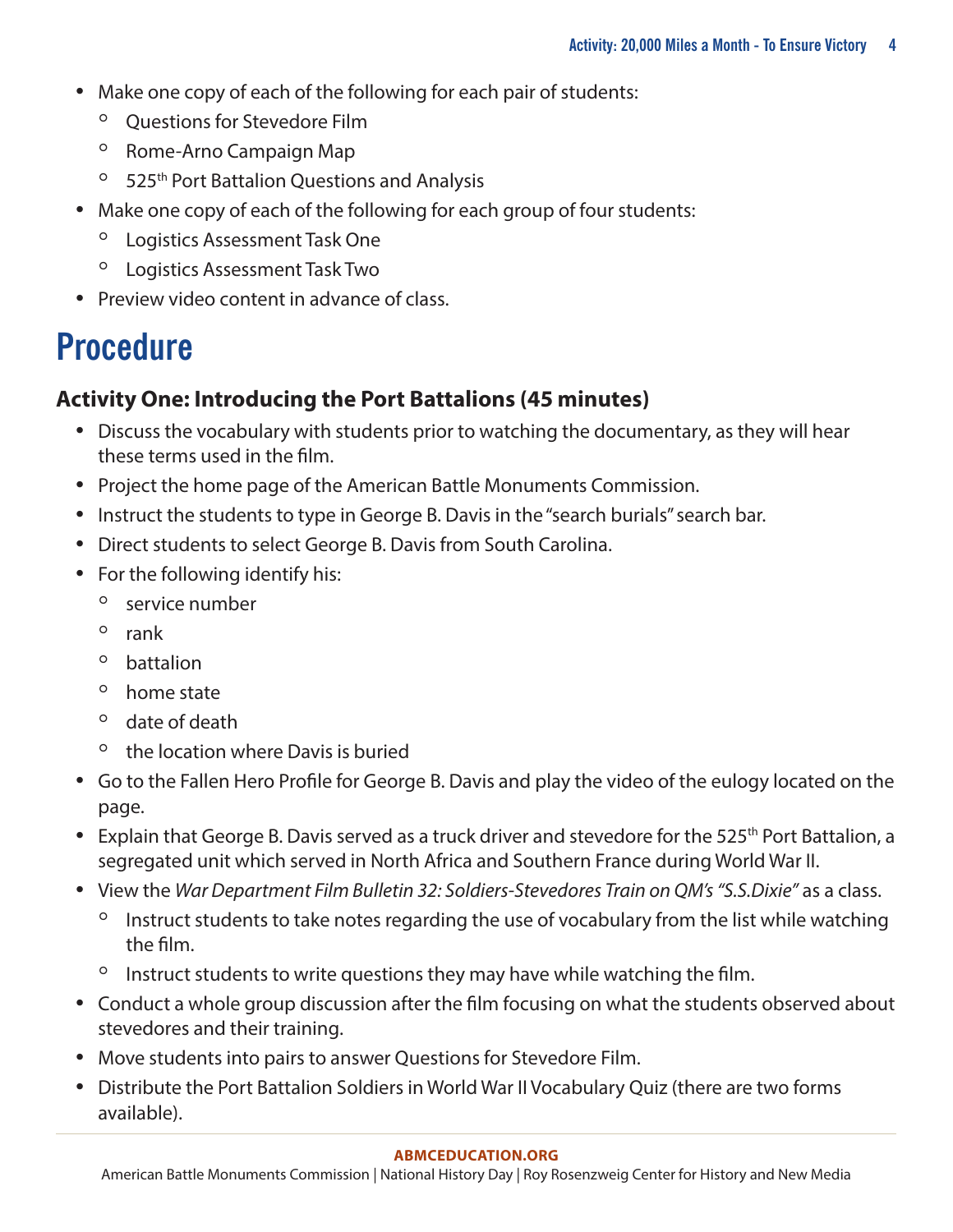- Make one copy of each of the following for each pair of students:
  - Questions for Stevedore Film
  - Rome-Arno Campaign Map
  - 525th Port Battalion Questions and Analysis
- Make one copy of each of the following for each group of four students:
  - Logistics Assessment Task One
  - Logistics Assessment Task Two
- Preview video content in advance of class.

# Procedure

### Activity One: Introducing the Port Battalions (45 minutes)

- Discuss the vocabulary with students prior to watching the documentary, as they will hear these terms used in the film.
- Project the home page of the American Battle Monuments Commission.
- Instruct the students to type in George B. Davis in the "search burials" search bar.
- Direct students to select George B. Davis from South Carolina.
- For the following identify his:
  - service number
  - rank
  - battalion
  - home state
  - date of death
  - the location where Davis is buried
- Go to the Fallen Hero Profile for George B. Davis and play the video of the eulogy located on the page.
- Explain that George B. Davis served as a truck driver and stevedore for the 525th Port Battalion, a segregated unit which served in North Africa and Southern France during World War II.
- View the *War Department Film Bulletin 32: Soldiers-Stevedores Train on QM's "S.S.Dixie"* as a class.
  - Instruct students to take notes regarding the use of vocabulary from the list while watching the film.
  - Instruct students to write questions they may have while watching the film.
- Conduct a whole group discussion after the film focusing on what the students observed about stevedores and their training.
- Move students into pairs to answer Questions for Stevedore Film.
- Distribute the Port Battalion Soldiers in World War II Vocabulary Quiz (there are two forms available).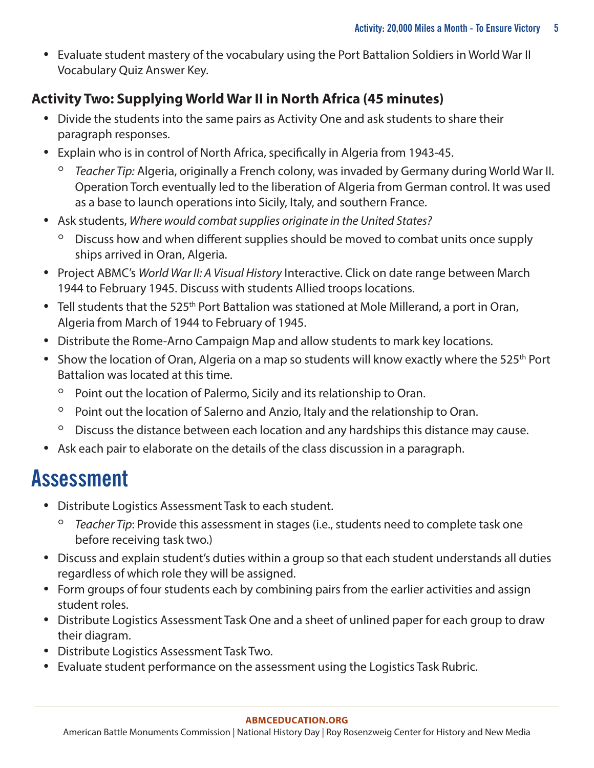- Evaluate student mastery of the vocabulary using the Port Battalion Soldiers in World War II Vocabulary Quiz Answer Key.

### Activity Two: Supplying World War II in North Africa (45 minutes)

- Divide the students into the same pairs as Activity One and ask students to share their paragraph responses.
- Explain who is in control of North Africa, specifically in Algeria from 1943-45.
  - *Teacher Tip:* Algeria, originally a French colony, was invaded by Germany during World War II. Operation Torch eventually led to the liberation of Algeria from German control. It was used as a base to launch operations into Sicily, Italy, and southern France.
- Ask students, *Where would combat supplies originate in the United States?*
  - Discuss how and when different supplies should be moved to combat units once supply ships arrived in Oran, Algeria.
- Project ABMC's *World War II: A Visual History* Interactive. Click on date range between March 1944 to February 1945. Discuss with students Allied troops locations.
- Tell students that the 525th Port Battalion was stationed at Mole Millerand, a port in Oran, Algeria from March of 1944 to February of 1945.
- Distribute the Rome-Arno Campaign Map and allow students to mark key locations.
- Show the location of Oran, Algeria on a map so students will know exactly where the 525th Port Battalion was located at this time.
  - Point out the location of Palermo, Sicily and its relationship to Oran.
  - Point out the location of Salerno and Anzio, Italy and the relationship to Oran.
  - Discuss the distance between each location and any hardships this distance may cause.
- Ask each pair to elaborate on the details of the class discussion in a paragraph.

# Assessment

- Distribute Logistics Assessment Task to each student.
  - *Teacher Tip*: Provide this assessment in stages (i.e., students need to complete task one before receiving task two.)
- Discuss and explain student's duties within a group so that each student understands all duties regardless of which role they will be assigned.
- Form groups of four students each by combining pairs from the earlier activities and assign student roles.
- Distribute Logistics Assessment Task One and a sheet of unlined paper for each group to draw their diagram.
- Distribute Logistics Assessment Task Two.
- Evaluate student performance on the assessment using the Logistics Task Rubric.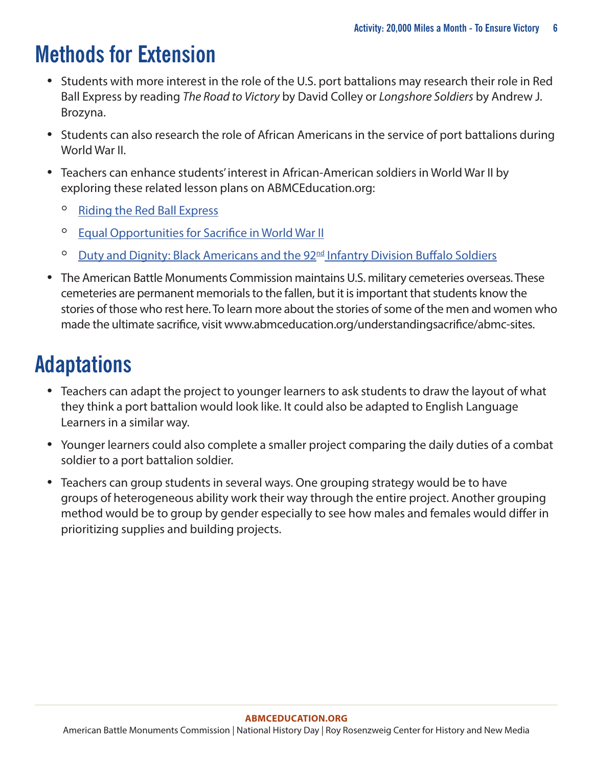# Methods for Extension

- Students with more interest in the role of the U.S. port battalions may research their role in Red Ball Express by reading *The Road to Victory* by David Colley or *Longshore Soldiers* by Andrew J. Brozyna.
- Students can also research the role of African Americans in the service of port battalions during World War II.
- Teachers can enhance students' interest in African-American soldiers in World War II by exploring these related lesson plans on ABMCEducation.org:
  - Riding the Red Ball Express
  - Equal Opportunities for Sacrifice in World War II
  - Duty and Dignity: Black Americans and the 92nd Infantry Division Buffalo Soldiers
- The American Battle Monuments Commission maintains U.S. military cemeteries overseas. These cemeteries are permanent memorials to the fallen, but it is important that students know the stories of those who rest here. To learn more about the stories of some of the men and women who made the ultimate sacrifice, visit www.abmceducation.org/understandingsacrifice/abmc-sites.

# Adaptations

- Teachers can adapt the project to younger learners to ask students to draw the layout of what they think a port battalion would look like. It could also be adapted to English Language Learners in a similar way.
- Younger learners could also complete a smaller project comparing the daily duties of a combat soldier to a port battalion soldier.
- Teachers can group students in several ways. One grouping strategy would be to have groups of heterogeneous ability work their way through the entire project. Another grouping method would be to group by gender especially to see how males and females would differ in prioritizing supplies and building projects.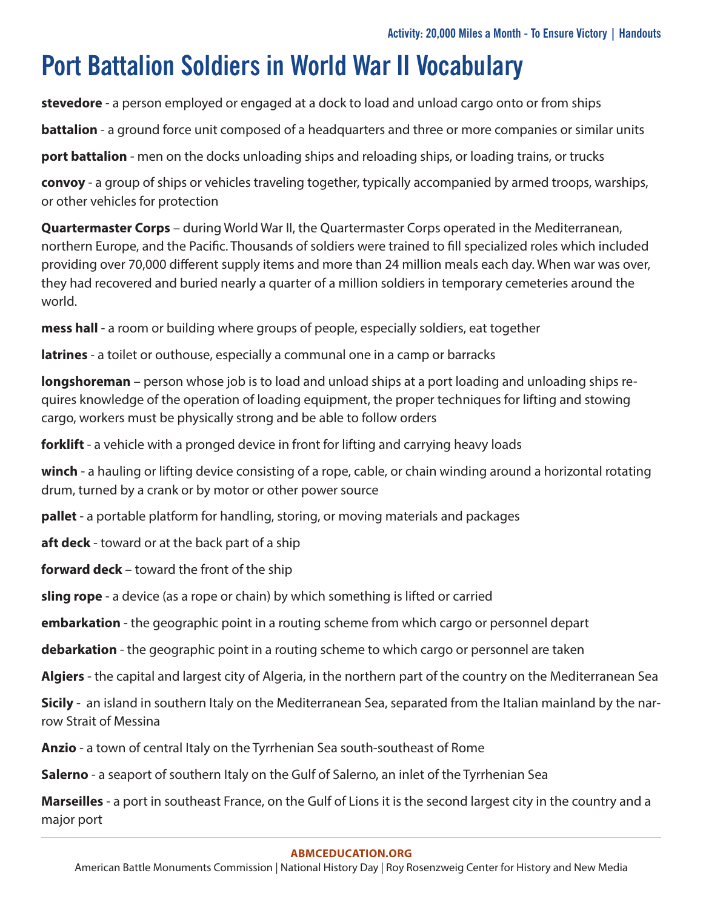# Port Battalion Soldiers in World War II Vocabulary

**stevedore** - a person employed or engaged at a dock to load and unload cargo onto or from ships

**battalion** - a ground force unit composed of a headquarters and three or more companies or similar units

**port battalion** - men on the docks unloading ships and reloading ships, or loading trains, or trucks

**convoy** - a group of ships or vehicles traveling together, typically accompanied by armed troops, warships, or other vehicles for protection

**Quartermaster Corps** – during World War II, the Quartermaster Corps operated in the Mediterranean, northern Europe, and the Pacific. Thousands of soldiers were trained to fill specialized roles which included providing over 70,000 different supply items and more than 24 million meals each day. When war was over, they had recovered and buried nearly a quarter of a million soldiers in temporary cemeteries around the world.

**mess hall** - a room or building where groups of people, especially soldiers, eat together

**latrines** - a toilet or outhouse, especially a communal one in a camp or barracks

**longshoreman** – person whose job is to load and unload ships at a port loading and unloading ships requires knowledge of the operation of loading equipment, the proper techniques for lifting and stowing cargo, workers must be physically strong and be able to follow orders

**forklift** - a vehicle with a pronged device in front for lifting and carrying heavy loads

**winch** - a hauling or lifting device consisting of a rope, cable, or chain winding around a horizontal rotating drum, turned by a crank or by motor or other power source

**pallet** - a portable platform for handling, storing, or moving materials and packages

**aft deck** - toward or at the back part of a ship

**forward deck** – toward the front of the ship

**sling rope** - a device (as a rope or chain) by which something is lifted or carried

**embarkation** - the geographic point in a routing scheme from which cargo or personnel depart

**debarkation** - the geographic point in a routing scheme to which cargo or personnel are taken

**Algiers** - the capital and largest city of Algeria, in the northern part of the country on the Mediterranean Sea

**Sicily** - an island in southern Italy on the Mediterranean Sea, separated from the Italian mainland by the narrow Strait of Messina

**Anzio** - a town of central Italy on the Tyrrhenian Sea south-southeast of Rome

**Salerno** - a seaport of southern Italy on the Gulf of Salerno, an inlet of the Tyrrhenian Sea

**Marseilles** - a port in southeast France, on the Gulf of Lions it is the second largest city in the country and a major port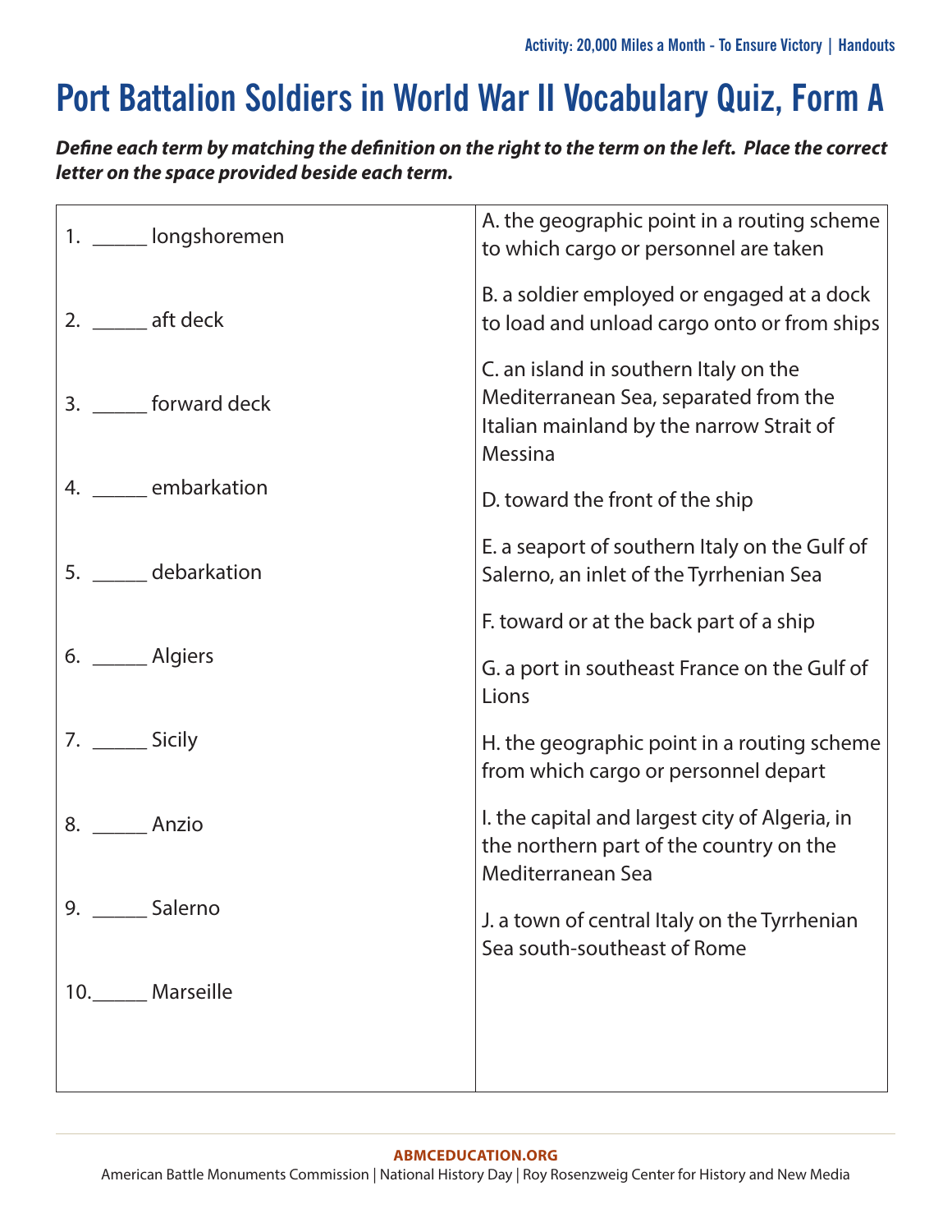# Port Battalion Soldiers in World War II Vocabulary Quiz, Form A

***Define each term by matching the definition on the right to the term on the left. Place the correct letter on the space provided beside each term.***

| | |
|---|---|
| 1. _____ longshoremen | A. the geographic point in a routing scheme to which cargo or personnel are taken |
| 2. _____ aft deck | B. a soldier employed or engaged at a dock to load and unload cargo onto or from ships |
| 3. _____ forward deck | C. an island in southern Italy on the Mediterranean Sea, separated from the Italian mainland by the narrow Strait of Messina |
| 4. _____ embarkation | D. toward the front of the ship |
| 5. _____ debarkation | E. a seaport of southern Italy on the Gulf of Salerno, an inlet of the Tyrrhenian Sea |
| 6. _____ Algiers | F. toward or at the back part of a ship |
| 7. _____ Sicily | G. a port in southeast France on the Gulf of Lions |
| 8. _____ Anzio | H. the geographic point in a routing scheme from which cargo or personnel depart |
| 9. _____ Salerno | I. the capital and largest city of Algeria, in the northern part of the country on the Mediterranean Sea |
| 10._____ Marseille | J. a town of central Italy on the Tyrrhenian Sea south-southeast of Rome |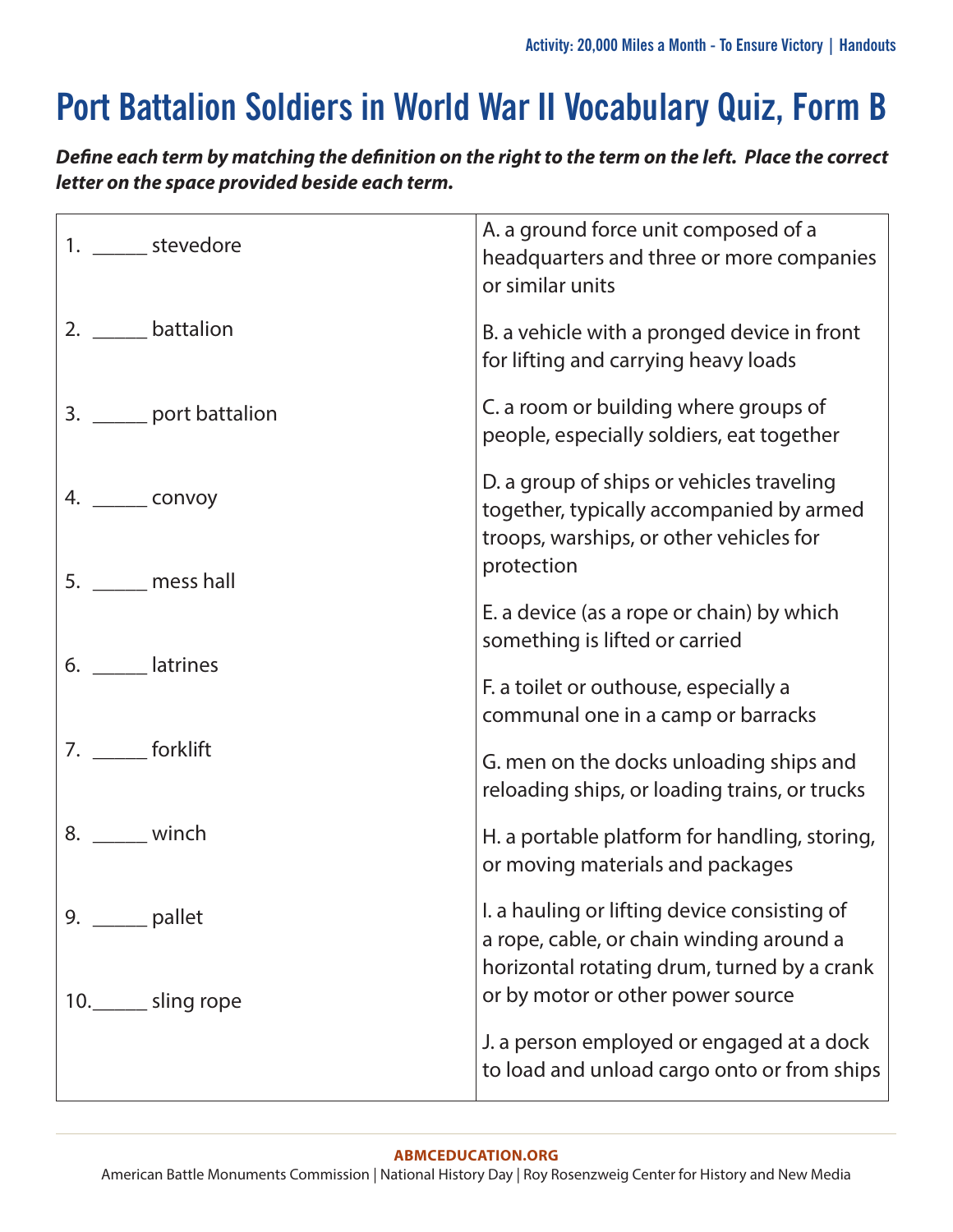# Port Battalion Soldiers in World War II Vocabulary Quiz, Form B

***Define each term by matching the definition on the right to the term on the left. Place the correct letter on the space provided beside each term.***

| | |
|---|---|
| 1. _____ stevedore | A. a ground force unit composed of a headquarters and three or more companies or similar units |
| 2. _____ battalion | B. a vehicle with a pronged device in front for lifting and carrying heavy loads |
| 3. _____ port battalion | C. a room or building where groups of people, especially soldiers, eat together |
| 4. _____ convoy | D. a group of ships or vehicles traveling together, typically accompanied by armed troops, warships, or other vehicles for protection |
| 5. _____ mess hall | E. a device (as a rope or chain) by which something is lifted or carried |
| 6. _____ latrines | F. a toilet or outhouse, especially a communal one in a camp or barracks |
| 7. _____ forklift | G. men on the docks unloading ships and reloading ships, or loading trains, or trucks |
| 8. _____ winch | H. a portable platform for handling, storing, or moving materials and packages |
| 9. _____ pallet | I. a hauling or lifting device consisting of a rope, cable, or chain winding around a horizontal rotating drum, turned by a crank or by motor or other power source |
| 10. _____ sling rope | J. a person employed or engaged at a dock to load and unload cargo onto or from ships |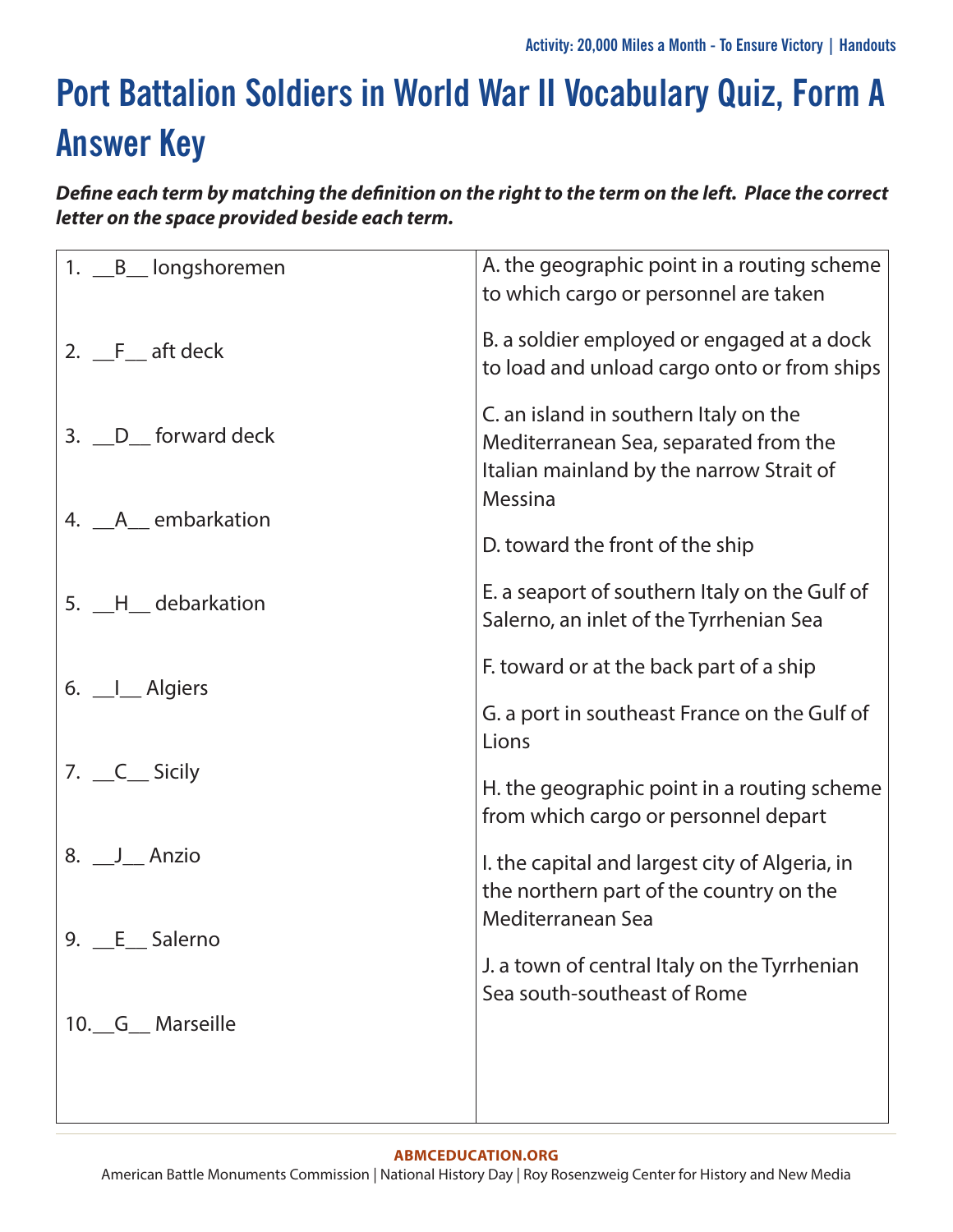# Port Battalion Soldiers in World War II Vocabulary Quiz, Form A Answer Key

***Define each term by matching the definition on the right to the term on the left. Place the correct letter on the space provided beside each term.***

| | |
|---|---|
| 1. \_\_B\_\_ longshoremen | A. the geographic point in a routing scheme to which cargo or personnel are taken |
| 2. \_\_F\_\_ aft deck | B. a soldier employed or engaged at a dock to load and unload cargo onto or from ships |
| 3. \_\_D\_\_ forward deck | C. an island in southern Italy on the Mediterranean Sea, separated from the Italian mainland by the narrow Strait of Messina |
| 4. \_\_A\_\_ embarkation | D. toward the front of the ship |
| 5. \_\_H\_\_ debarkation | E. a seaport of southern Italy on the Gulf of Salerno, an inlet of the Tyrrhenian Sea |
| 6. \_\_I\_\_ Algiers | F. toward or at the back part of a ship |
| 7. \_\_C\_\_ Sicily | G. a port in southeast France on the Gulf of Lions |
| 8. \_\_J\_\_ Anzio | H. the geographic point in a routing scheme from which cargo or personnel depart |
| 9. \_\_E\_\_ Salerno | I. the capital and largest city of Algeria, in the northern part of the country on the Mediterranean Sea |
| 10.\_\_G\_\_ Marseille | J. a town of central Italy on the Tyrrhenian Sea south-southeast of Rome |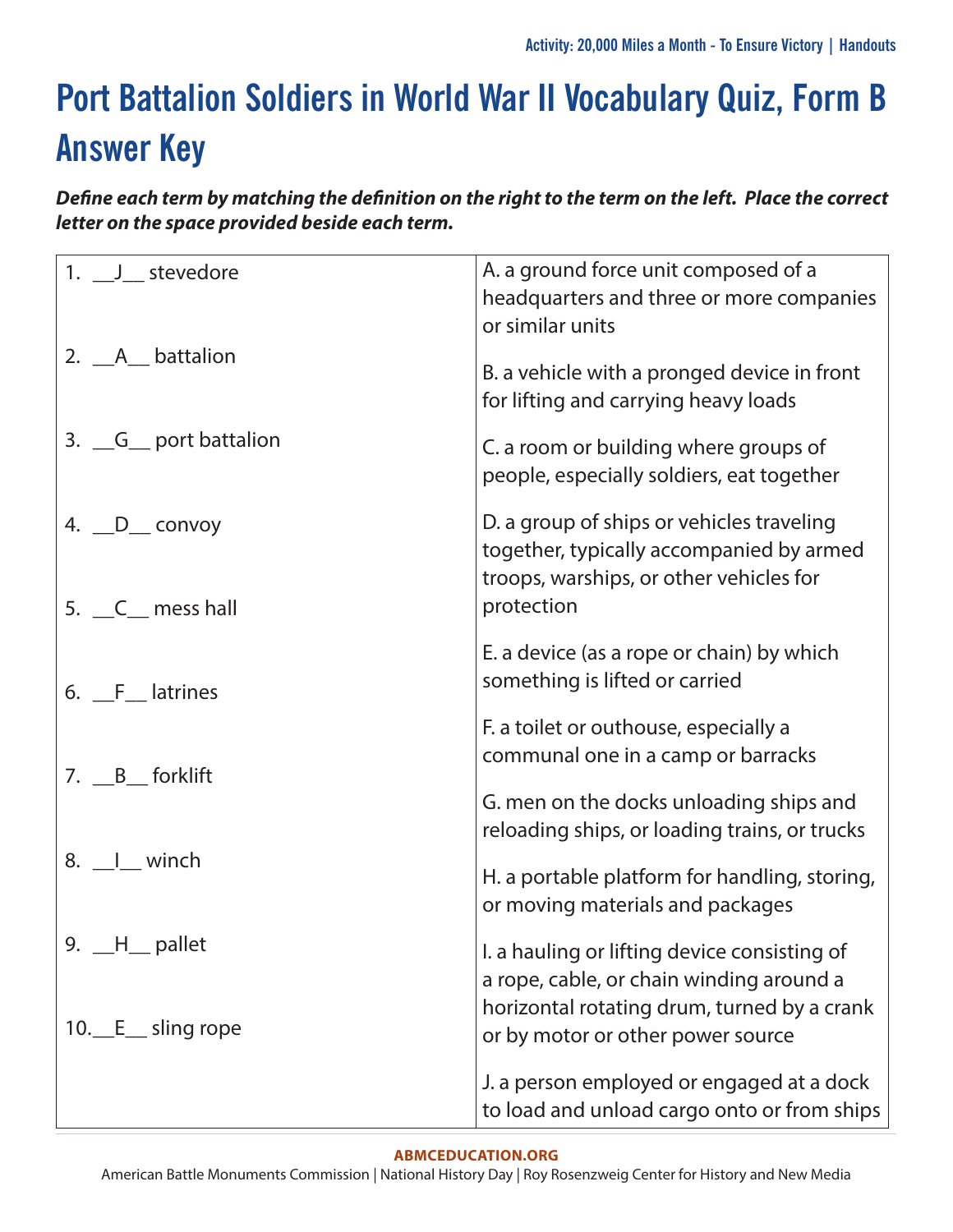# Port Battalion Soldiers in World War II Vocabulary Quiz, Form B Answer Key

***Define each term by matching the definition on the right to the term on the left. Place the correct letter on the space provided beside each term.***

| Term | Definition |
|---|---|
| 1. \_\_J\_\_ stevedore | A. a ground force unit composed of a headquarters and three or more companies or similar units |
| 2. \_\_A\_\_ battalion | B. a vehicle with a pronged device in front for lifting and carrying heavy loads |
| 3. \_\_G\_\_ port battalion | C. a room or building where groups of people, especially soldiers, eat together |
| 4. \_\_D\_\_ convoy | D. a group of ships or vehicles traveling together, typically accompanied by armed troops, warships, or other vehicles for protection |
| 5. \_\_C\_\_ mess hall | E. a device (as a rope or chain) by which something is lifted or carried |
| 6. \_\_F\_\_ latrines | F. a toilet or outhouse, especially a communal one in a camp or barracks |
| 7. \_\_B\_\_ forklift | G. men on the docks unloading ships and reloading ships, or loading trains, or trucks |
| 8. \_\_I\_\_ winch | H. a portable platform for handling, storing, or moving materials and packages |
| 9. \_\_H\_\_ pallet | I. a hauling or lifting device consisting of a rope, cable, or chain winding around a horizontal rotating drum, turned by a crank or by motor or other power source |
| 10.\_\_E\_\_ sling rope | J. a person employed or engaged at a dock to load and unload cargo onto or from ships |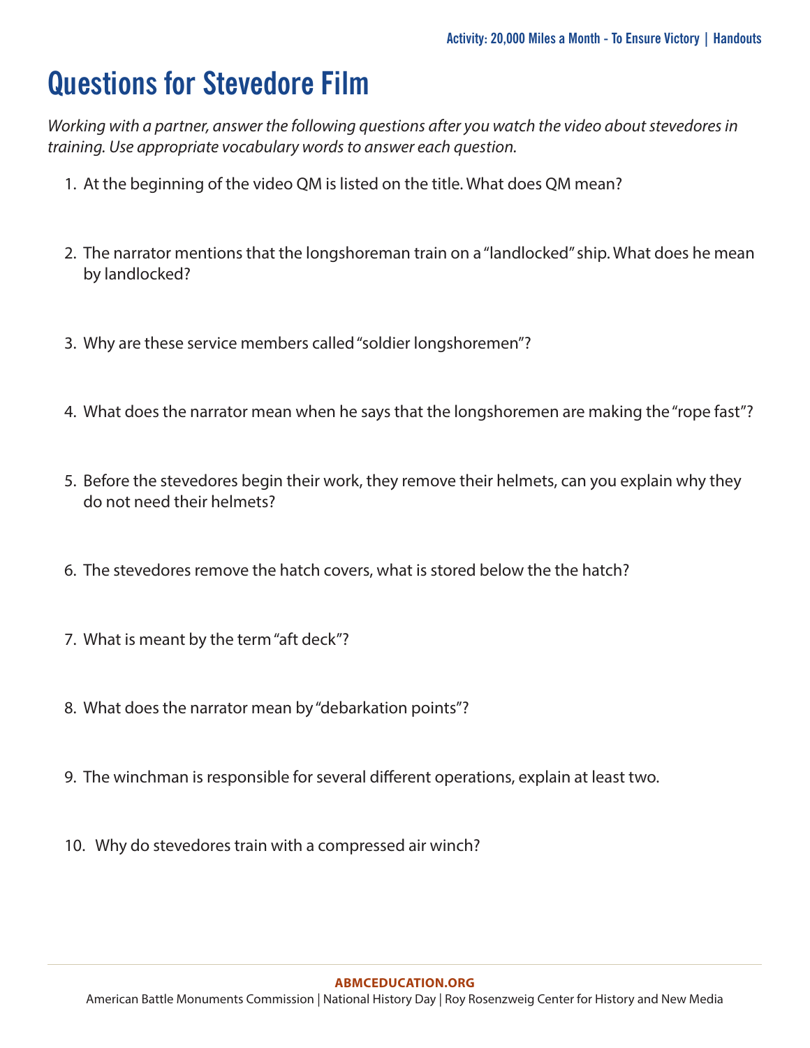# Questions for Stevedore Film

*Working with a partner, answer the following questions after you watch the video about stevedores in training. Use appropriate vocabulary words to answer each question.*

1. At the beginning of the video QM is listed on the title. What does QM mean?

2. The narrator mentions that the longshoreman train on a "landlocked" ship. What does he mean by landlocked?

3. Why are these service members called "soldier longshoremen"?

4. What does the narrator mean when he says that the longshoremen are making the "rope fast"?

5. Before the stevedores begin their work, they remove their helmets, can you explain why they do not need their helmets?

6. The stevedores remove the hatch covers, what is stored below the the hatch?

7. What is meant by the term "aft deck"?

8. What does the narrator mean by "debarkation points"?

9. The winchman is responsible for several different operations, explain at least two.

10. Why do stevedores train with a compressed air winch?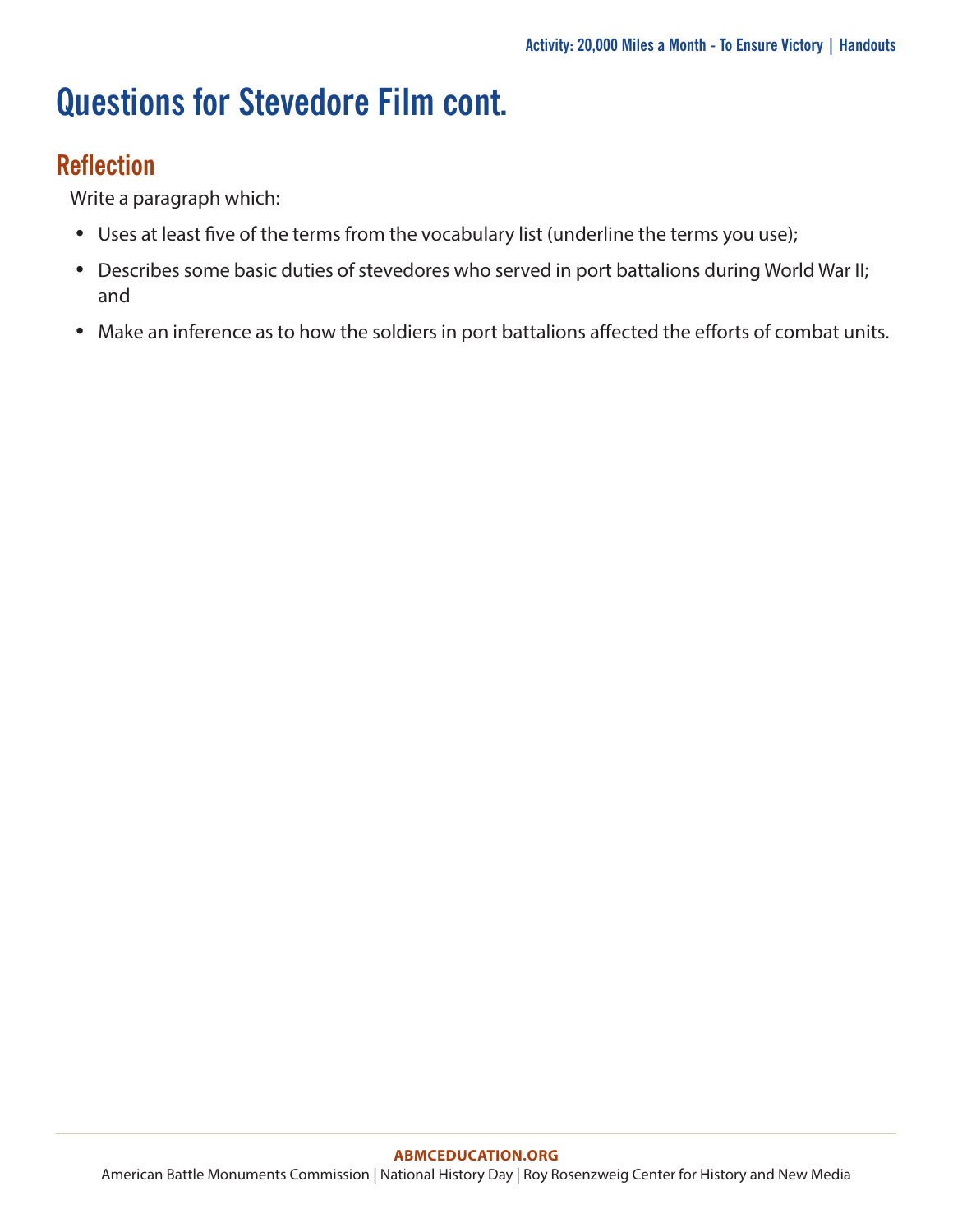# Questions for Stevedore Film cont.

## Reflection

Write a paragraph which:

- Uses at least five of the terms from the vocabulary list (underline the terms you use);
- Describes some basic duties of stevedores who served in port battalions during World War II; and
- Make an inference as to how the soldiers in port battalions affected the efforts of combat units.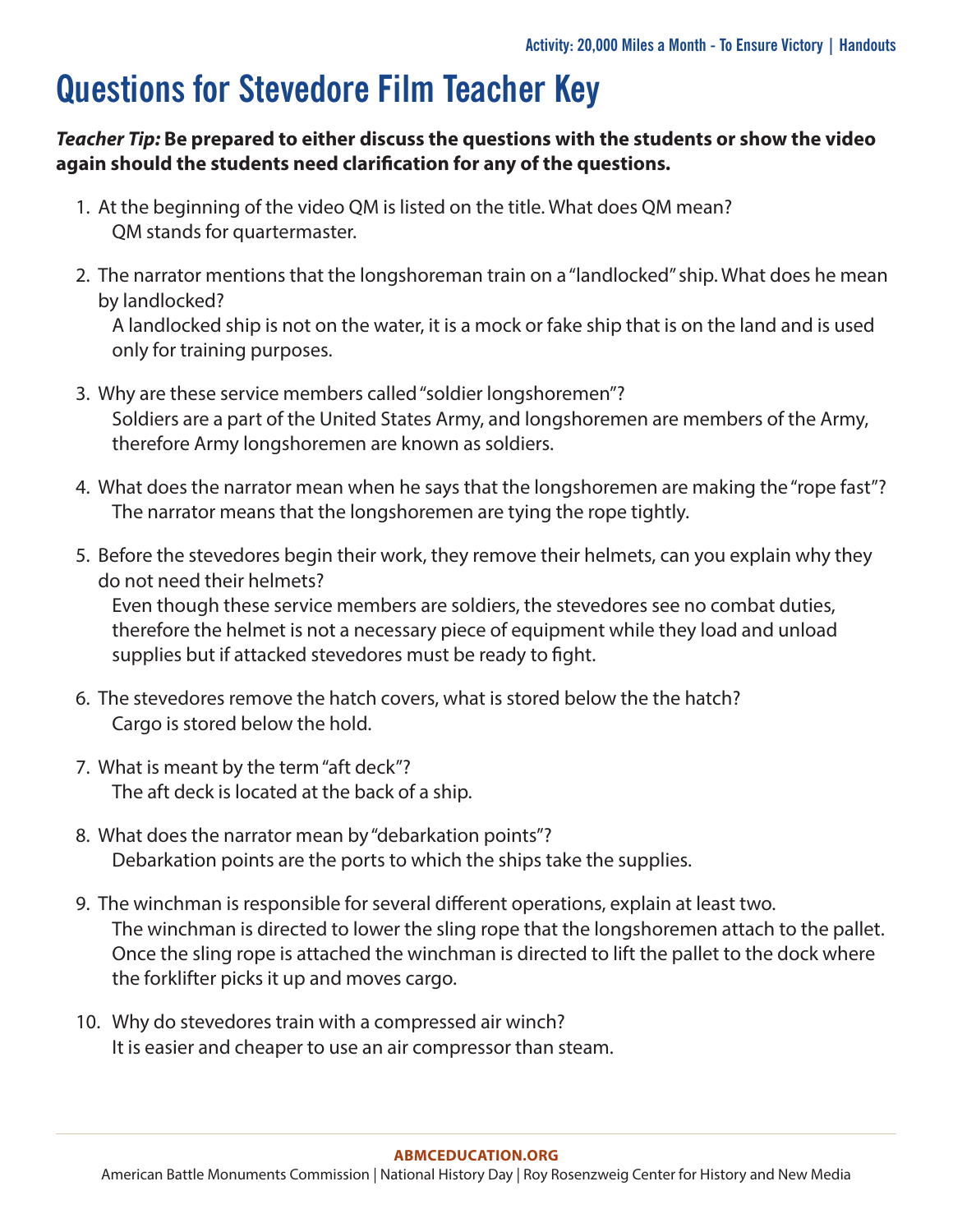# Questions for Stevedore Film Teacher Key

***Teacher Tip:*** **Be prepared to either discuss the questions with the students or show the video again should the students need clarification for any of the questions.**

1. At the beginning of the video QM is listed on the title. What does QM mean?
   QM stands for quartermaster.

2. The narrator mentions that the longshoreman train on a "landlocked" ship. What does he mean by landlocked?
   A landlocked ship is not on the water, it is a mock or fake ship that is on the land and is used only for training purposes.

3. Why are these service members called "soldier longshoremen"?
   Soldiers are a part of the United States Army, and longshoremen are members of the Army, therefore Army longshoremen are known as soldiers.

4. What does the narrator mean when he says that the longshoremen are making the "rope fast"?
   The narrator means that the longshoremen are tying the rope tightly.

5. Before the stevedores begin their work, they remove their helmets, can you explain why they do not need their helmets?
   Even though these service members are soldiers, the stevedores see no combat duties, therefore the helmet is not a necessary piece of equipment while they load and unload supplies but if attacked stevedores must be ready to fight.

6. The stevedores remove the hatch covers, what is stored below the the hatch?
   Cargo is stored below the hold.

7. What is meant by the term "aft deck"?
   The aft deck is located at the back of a ship.

8. What does the narrator mean by "debarkation points"?
   Debarkation points are the ports to which the ships take the supplies.

9. The winchman is responsible for several different operations, explain at least two.
   The winchman is directed to lower the sling rope that the longshoremen attach to the pallet. Once the sling rope is attached the winchman is directed to lift the pallet to the dock where the forklifter picks it up and moves cargo.

10. Why do stevedores train with a compressed air winch?
    It is easier and cheaper to use an air compressor than steam.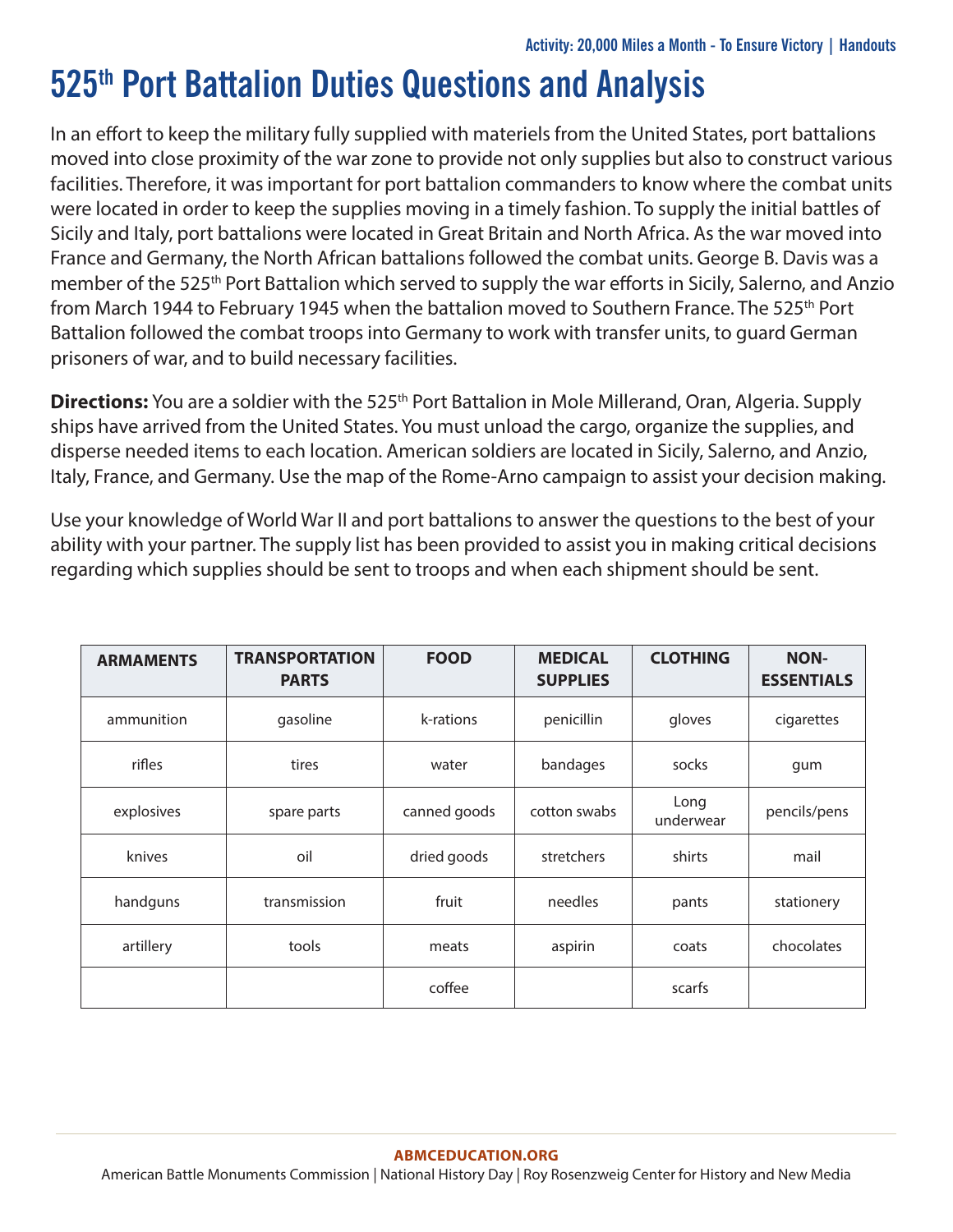# 525th Port Battalion Duties Questions and Analysis

In an effort to keep the military fully supplied with materiels from the United States, port battalions moved into close proximity of the war zone to provide not only supplies but also to construct various facilities. Therefore, it was important for port battalion commanders to know where the combat units were located in order to keep the supplies moving in a timely fashion. To supply the initial battles of Sicily and Italy, port battalions were located in Great Britain and North Africa. As the war moved into France and Germany, the North African battalions followed the combat units. George B. Davis was a member of the 525th Port Battalion which served to supply the war efforts in Sicily, Salerno, and Anzio from March 1944 to February 1945 when the battalion moved to Southern France. The 525th Port Battalion followed the combat troops into Germany to work with transfer units, to guard German prisoners of war, and to build necessary facilities.

**Directions:** You are a soldier with the 525th Port Battalion in Mole Millerand, Oran, Algeria. Supply ships have arrived from the United States. You must unload the cargo, organize the supplies, and disperse needed items to each location. American soldiers are located in Sicily, Salerno, and Anzio, Italy, France, and Germany. Use the map of the Rome-Arno campaign to assist your decision making.

Use your knowledge of World War II and port battalions to answer the questions to the best of your ability with your partner. The supply list has been provided to assist you in making critical decisions regarding which supplies should be sent to troops and when each shipment should be sent.

| ARMAMENTS | TRANSPORTATION PARTS | FOOD | MEDICAL SUPPLIES | CLOTHING | NON-ESSENTIALS |
|---|---|---|---|---|---|
| ammunition | gasoline | k-rations | penicillin | gloves | cigarettes |
| rifles | tires | water | bandages | socks | gum |
| explosives | spare parts | canned goods | cotton swabs | Long underwear | pencils/pens |
| knives | oil | dried goods | stretchers | shirts | mail |
| handguns | transmission | fruit | needles | pants | stationery |
| artillery | tools | meats | aspirin | coats | chocolates |
| | | coffee | | scarfs | |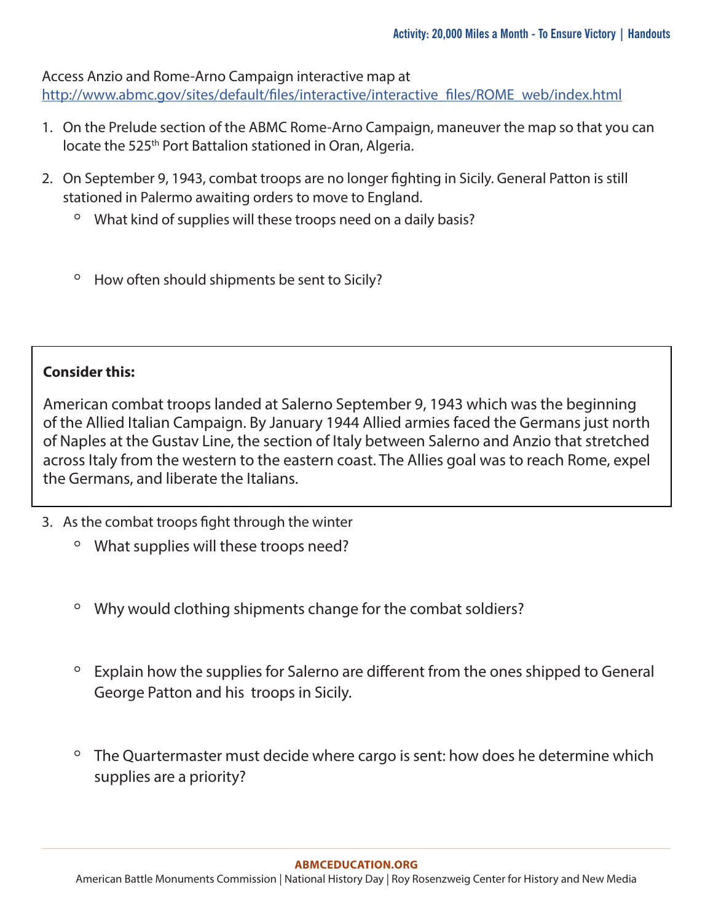Access Anzio and Rome-Arno Campaign interactive map at
http://www.abmc.gov/sites/default/files/interactive/interactive_files/ROME_web/index.html

1. On the Prelude section of the ABMC Rome-Arno Campaign, maneuver the map so that you can locate the 525th Port Battalion stationed in Oran, Algeria.

2. On September 9, 1943, combat troops are no longer fighting in Sicily. General Patton is still stationed in Palermo awaiting orders to move to England.
   - What kind of supplies will these troops need on a daily basis?
   - How often should shipments be sent to Sicily?

**Consider this:**

American combat troops landed at Salerno September 9, 1943 which was the beginning of the Allied Italian Campaign. By January 1944 Allied armies faced the Germans just north of Naples at the Gustav Line, the section of Italy between Salerno and Anzio that stretched across Italy from the western to the eastern coast. The Allies goal was to reach Rome, expel the Germans, and liberate the Italians.

3. As the combat troops fight through the winter
   - What supplies will these troops need?
   - Why would clothing shipments change for the combat soldiers?
   - Explain how the supplies for Salerno are different from the ones shipped to General George Patton and his troops in Sicily.
   - The Quartermaster must decide where cargo is sent: how does he determine which supplies are a priority?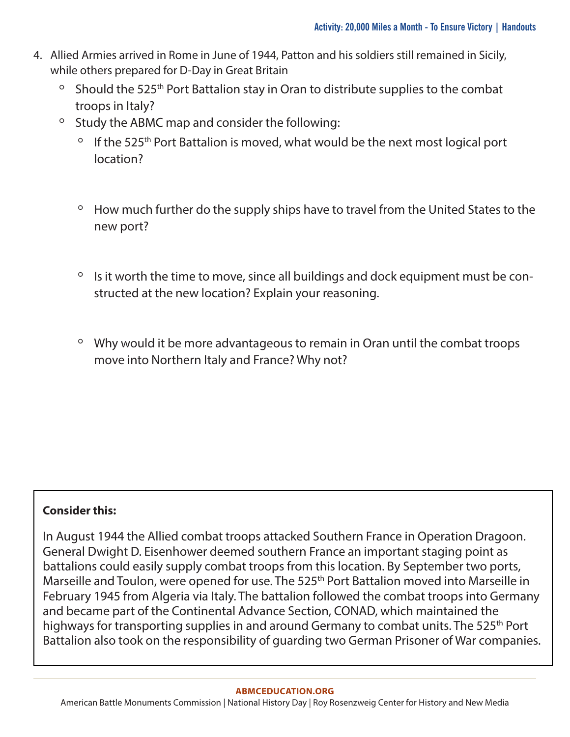4. Allied Armies arrived in Rome in June of 1944, Patton and his soldiers still remained in Sicily, while others prepared for D-Day in Great Britain
   - Should the 525th Port Battalion stay in Oran to distribute supplies to the combat troops in Italy?
   - Study the ABMC map and consider the following:
     - If the 525th Port Battalion is moved, what would be the next most logical port location?
     - How much further do the supply ships have to travel from the United States to the new port?
     - Is it worth the time to move, since all buildings and dock equipment must be constructed at the new location? Explain your reasoning.
     - Why would it be more advantageous to remain in Oran until the combat troops move into Northern Italy and France? Why not?

**Consider this:**

In August 1944 the Allied combat troops attacked Southern France in Operation Dragoon. General Dwight D. Eisenhower deemed southern France an important staging point as battalions could easily supply combat troops from this location. By September two ports, Marseille and Toulon, were opened for use. The 525th Port Battalion moved into Marseille in February 1945 from Algeria via Italy. The battalion followed the combat troops into Germany and became part of the Continental Advance Section, CONAD, which maintained the highways for transporting supplies in and around Germany to combat units. The 525th Port Battalion also took on the responsibility of guarding two German Prisoner of War companies.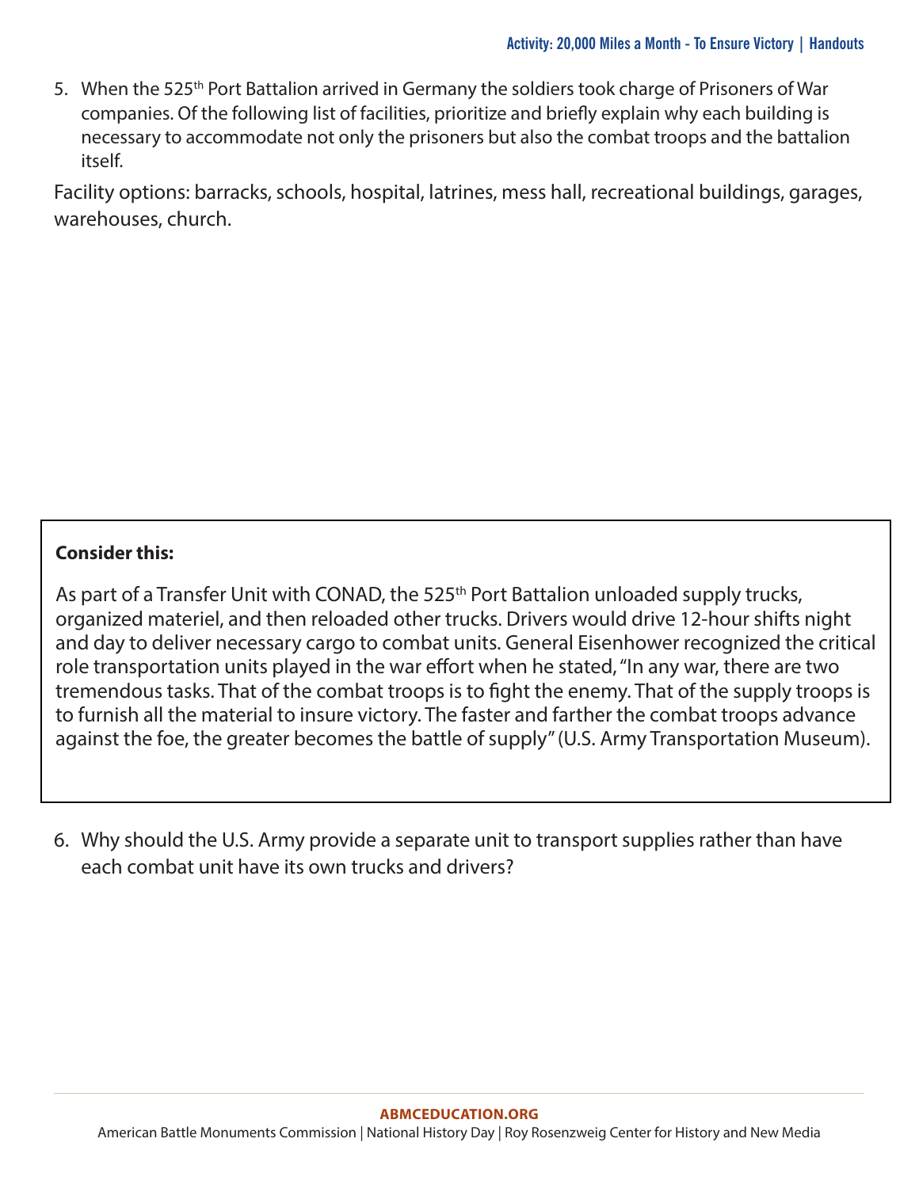5. When the 525th Port Battalion arrived in Germany the soldiers took charge of Prisoners of War companies. Of the following list of facilities, prioritize and briefly explain why each building is necessary to accommodate not only the prisoners but also the combat troops and the battalion itself.

Facility options: barracks, schools, hospital, latrines, mess hall, recreational buildings, garages, warehouses, church.

**Consider this:**

As part of a Transfer Unit with CONAD, the 525th Port Battalion unloaded supply trucks, organized materiel, and then reloaded other trucks. Drivers would drive 12-hour shifts night and day to deliver necessary cargo to combat units. General Eisenhower recognized the critical role transportation units played in the war effort when he stated, "In any war, there are two tremendous tasks. That of the combat troops is to fight the enemy. That of the supply troops is to furnish all the material to insure victory. The faster and farther the combat troops advance against the foe, the greater becomes the battle of supply" (U.S. Army Transportation Museum).

6. Why should the U.S. Army provide a separate unit to transport supplies rather than have each combat unit have its own trucks and drivers?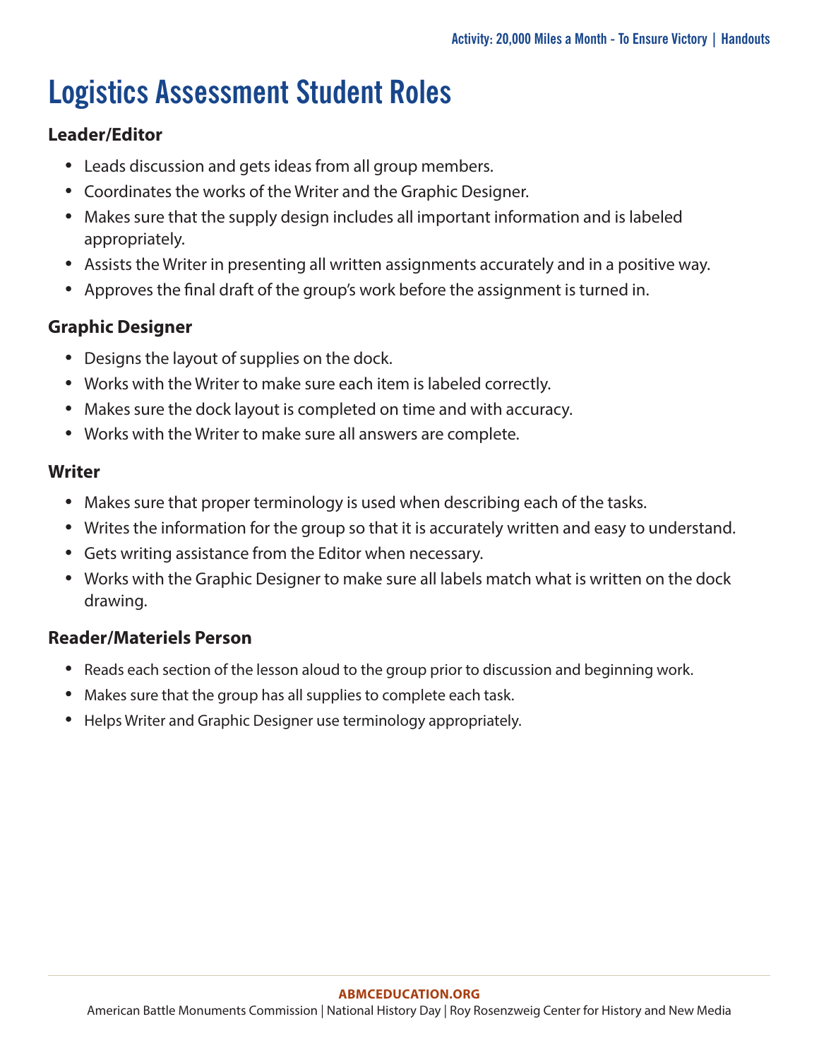# Logistics Assessment Student Roles

### Leader/Editor

- Leads discussion and gets ideas from all group members.
- Coordinates the works of the Writer and the Graphic Designer.
- Makes sure that the supply design includes all important information and is labeled appropriately.
- Assists the Writer in presenting all written assignments accurately and in a positive way.
- Approves the final draft of the group's work before the assignment is turned in.

### Graphic Designer

- Designs the layout of supplies on the dock.
- Works with the Writer to make sure each item is labeled correctly.
- Makes sure the dock layout is completed on time and with accuracy.
- Works with the Writer to make sure all answers are complete.

### Writer

- Makes sure that proper terminology is used when describing each of the tasks.
- Writes the information for the group so that it is accurately written and easy to understand.
- Gets writing assistance from the Editor when necessary.
- Works with the Graphic Designer to make sure all labels match what is written on the dock drawing.

### Reader/Materiels Person

- Reads each section of the lesson aloud to the group prior to discussion and beginning work.
- Makes sure that the group has all supplies to complete each task.
- Helps Writer and Graphic Designer use terminology appropriately.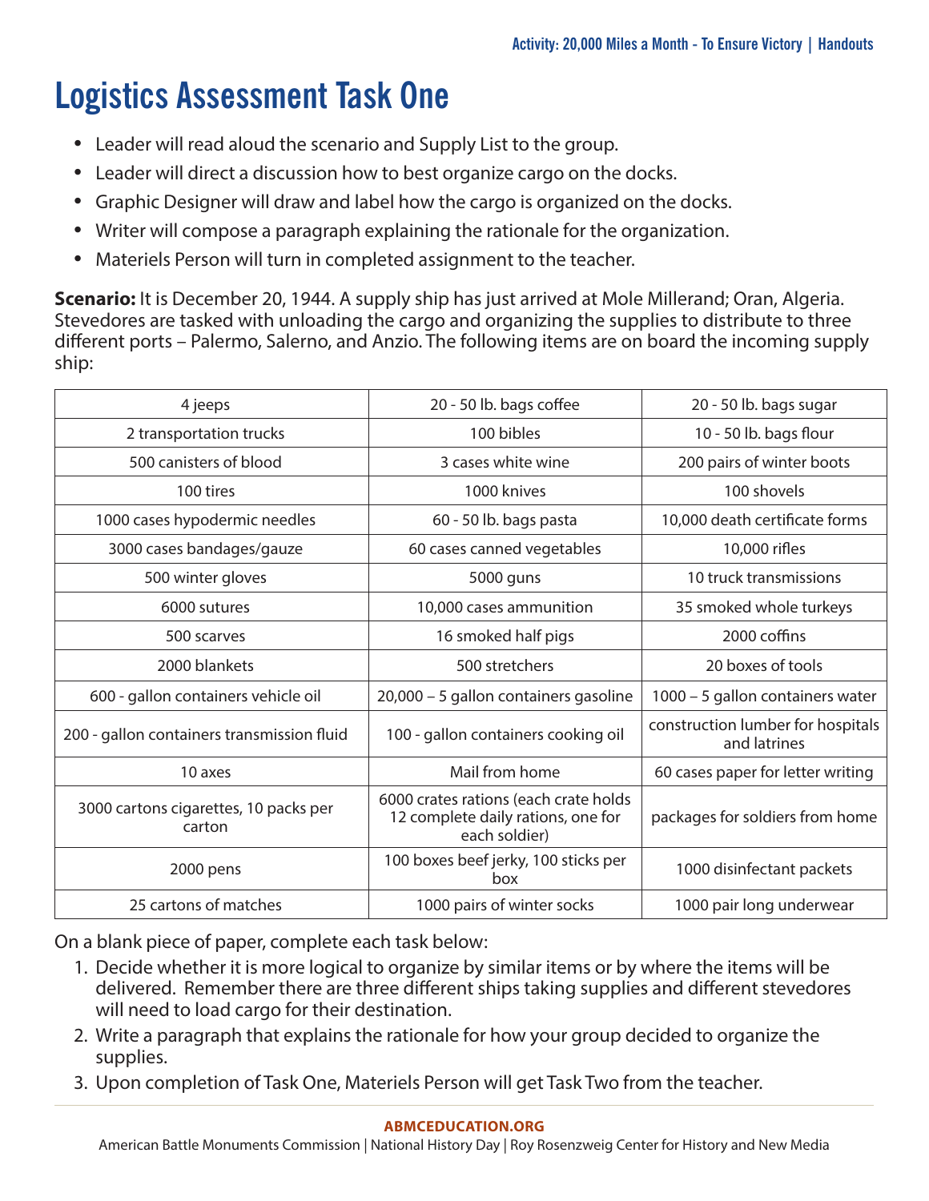# Logistics Assessment Task One

- Leader will read aloud the scenario and Supply List to the group.
- Leader will direct a discussion how to best organize cargo on the docks.
- Graphic Designer will draw and label how the cargo is organized on the docks.
- Writer will compose a paragraph explaining the rationale for the organization.
- Materiels Person will turn in completed assignment to the teacher.

**Scenario:** It is December 20, 1944. A supply ship has just arrived at Mole Millerand; Oran, Algeria. Stevedores are tasked with unloading the cargo and organizing the supplies to distribute to three different ports – Palermo, Salerno, and Anzio. The following items are on board the incoming supply ship:

| | | |
|---|---|---|
| 4 jeeps | 20 - 50 lb. bags coffee | 20 - 50 lb. bags sugar |
| 2 transportation trucks | 100 bibles | 10 - 50 lb. bags flour |
| 500 canisters of blood | 3 cases white wine | 200 pairs of winter boots |
| 100 tires | 1000 knives | 100 shovels |
| 1000 cases hypodermic needles | 60 - 50 lb. bags pasta | 10,000 death certificate forms |
| 3000 cases bandages/gauze | 60 cases canned vegetables | 10,000 rifles |
| 500 winter gloves | 5000 guns | 10 truck transmissions |
| 6000 sutures | 10,000 cases ammunition | 35 smoked whole turkeys |
| 500 scarves | 16 smoked half pigs | 2000 coffins |
| 2000 blankets | 500 stretchers | 20 boxes of tools |
| 600 - gallon containers vehicle oil | 20,000 – 5 gallon containers gasoline | 1000 – 5 gallon containers water |
| 200 - gallon containers transmission fluid | 100 - gallon containers cooking oil | construction lumber for hospitals and latrines |
| 10 axes | Mail from home | 60 cases paper for letter writing |
| 3000 cartons cigarettes, 10 packs per carton | 6000 crates rations (each crate holds 12 complete daily rations, one for each soldier) | packages for soldiers from home |
| 2000 pens | 100 boxes beef jerky, 100 sticks per box | 1000 disinfectant packets |
| 25 cartons of matches | 1000 pairs of winter socks | 1000 pair long underwear |

On a blank piece of paper, complete each task below:

1. Decide whether it is more logical to organize by similar items or by where the items will be delivered. Remember there are three different ships taking supplies and different stevedores will need to load cargo for their destination.
2. Write a paragraph that explains the rationale for how your group decided to organize the supplies.
3. Upon completion of Task One, Materiels Person will get Task Two from the teacher.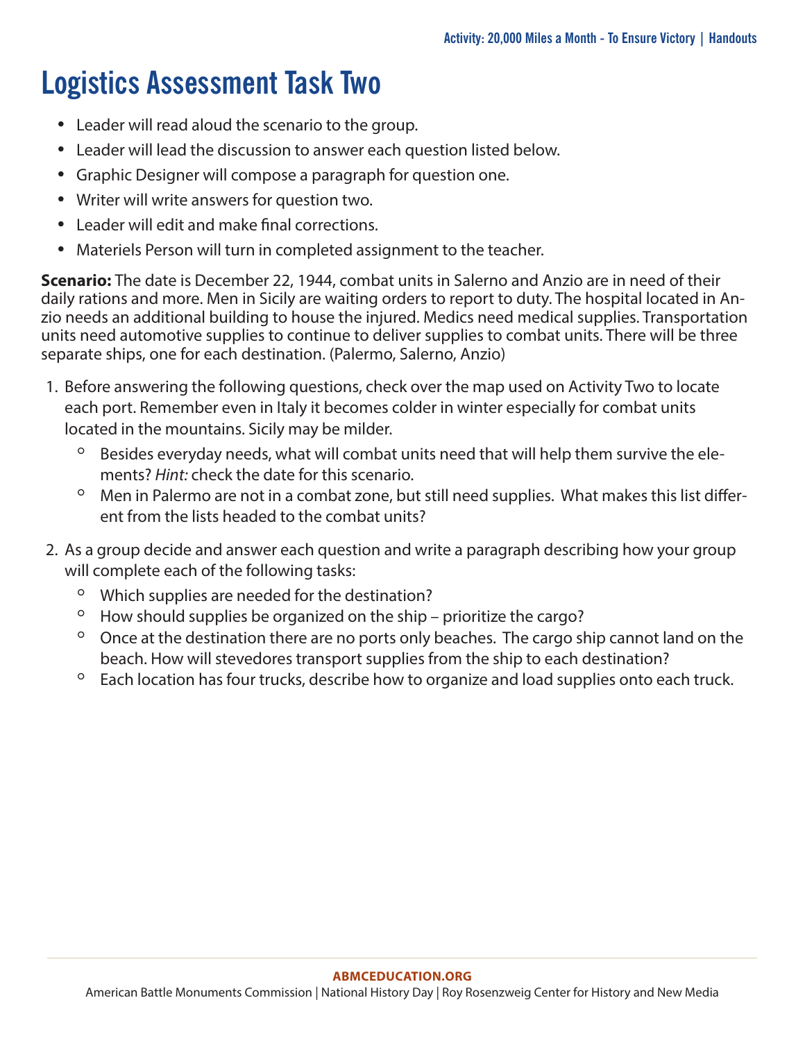# Logistics Assessment Task Two

- Leader will read aloud the scenario to the group.
- Leader will lead the discussion to answer each question listed below.
- Graphic Designer will compose a paragraph for question one.
- Writer will write answers for question two.
- Leader will edit and make final corrections.
- Materiels Person will turn in completed assignment to the teacher.

**Scenario:** The date is December 22, 1944, combat units in Salerno and Anzio are in need of their daily rations and more. Men in Sicily are waiting orders to report to duty. The hospital located in Anzio needs an additional building to house the injured. Medics need medical supplies. Transportation units need automotive supplies to continue to deliver supplies to combat units. There will be three separate ships, one for each destination. (Palermo, Salerno, Anzio)

1. Before answering the following questions, check over the map used on Activity Two to locate each port. Remember even in Italy it becomes colder in winter especially for combat units located in the mountains. Sicily may be milder.
   - Besides everyday needs, what will combat units need that will help them survive the elements? *Hint:* check the date for this scenario.
   - Men in Palermo are not in a combat zone, but still need supplies. What makes this list different from the lists headed to the combat units?
2. As a group decide and answer each question and write a paragraph describing how your group will complete each of the following tasks:
   - Which supplies are needed for the destination?
   - How should supplies be organized on the ship – prioritize the cargo?
   - Once at the destination there are no ports only beaches. The cargo ship cannot land on the beach. How will stevedores transport supplies from the ship to each destination?
   - Each location has four trucks, describe how to organize and load supplies onto each truck.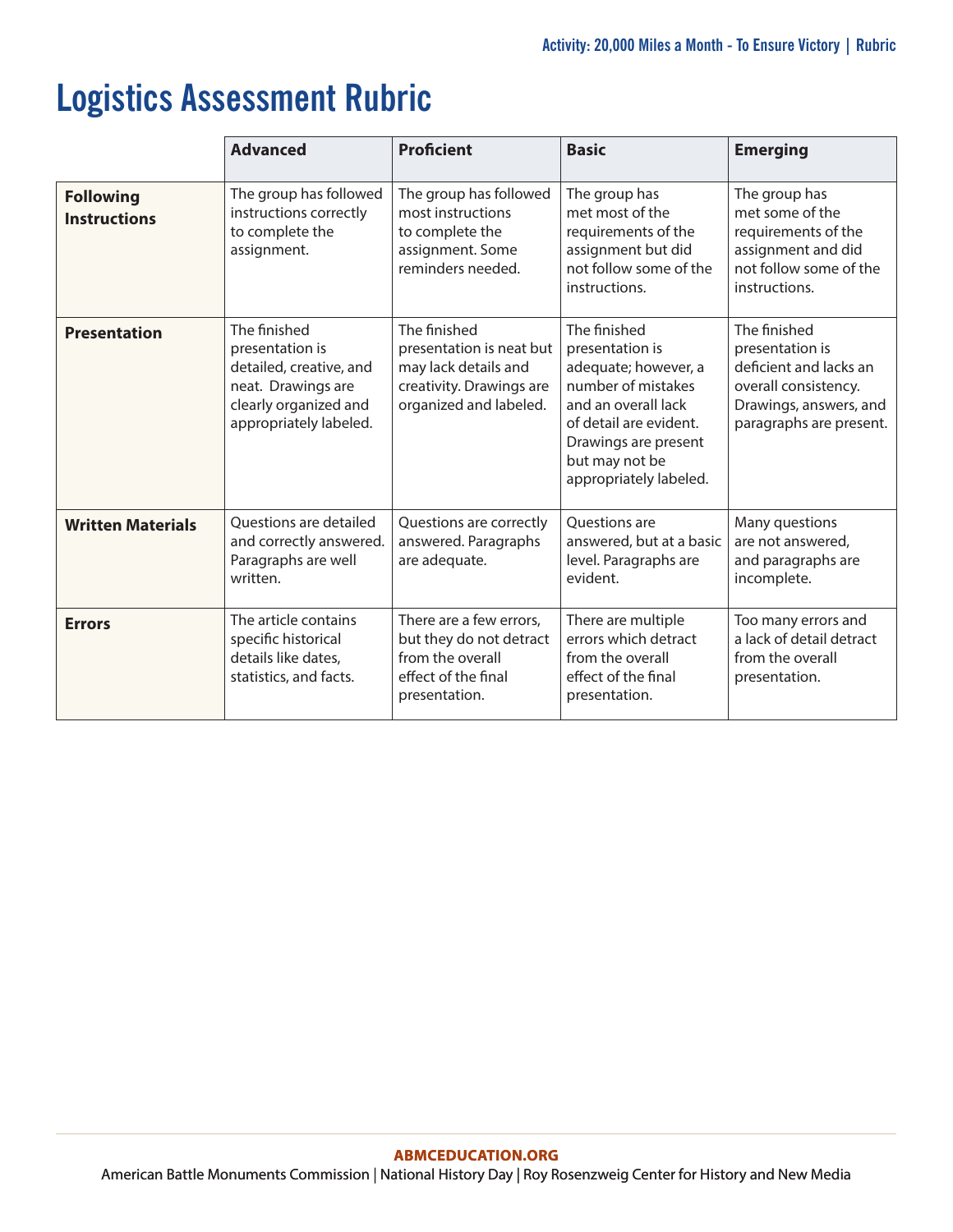# Logistics Assessment Rubric

| | Advanced | Proficient | Basic | Emerging |
|---|---|---|---|---|
| **Following Instructions** | The group has followed instructions correctly to complete the assignment. | The group has followed most instructions to complete the assignment. Some reminders needed. | The group has met most of the requirements of the assignment but did not follow some of the instructions. | The group has met some of the requirements of the assignment and did not follow some of the instructions. |
| **Presentation** | The finished presentation is detailed, creative, and neat. Drawings are clearly organized and appropriately labeled. | The finished presentation is neat but may lack details and creativity. Drawings are organized and labeled. | The finished presentation is adequate; however, a number of mistakes and an overall lack of detail are evident. Drawings are present but may not be appropriately labeled. | The finished presentation is deficient and lacks an overall consistency. Drawings, answers, and paragraphs are present. |
| **Written Materials** | Questions are detailed and correctly answered. Paragraphs are well written. | Questions are correctly answered. Paragraphs are adequate. | Questions are answered, but at a basic level. Paragraphs are evident. | Many questions are not answered, and paragraphs are incomplete. |
| **Errors** | The article contains specific historical details like dates, statistics, and facts. | There are a few errors, but they do not detract from the overall effect of the final presentation. | There are multiple errors which detract from the overall effect of the final presentation. | Too many errors and a lack of detail detract from the overall presentation. |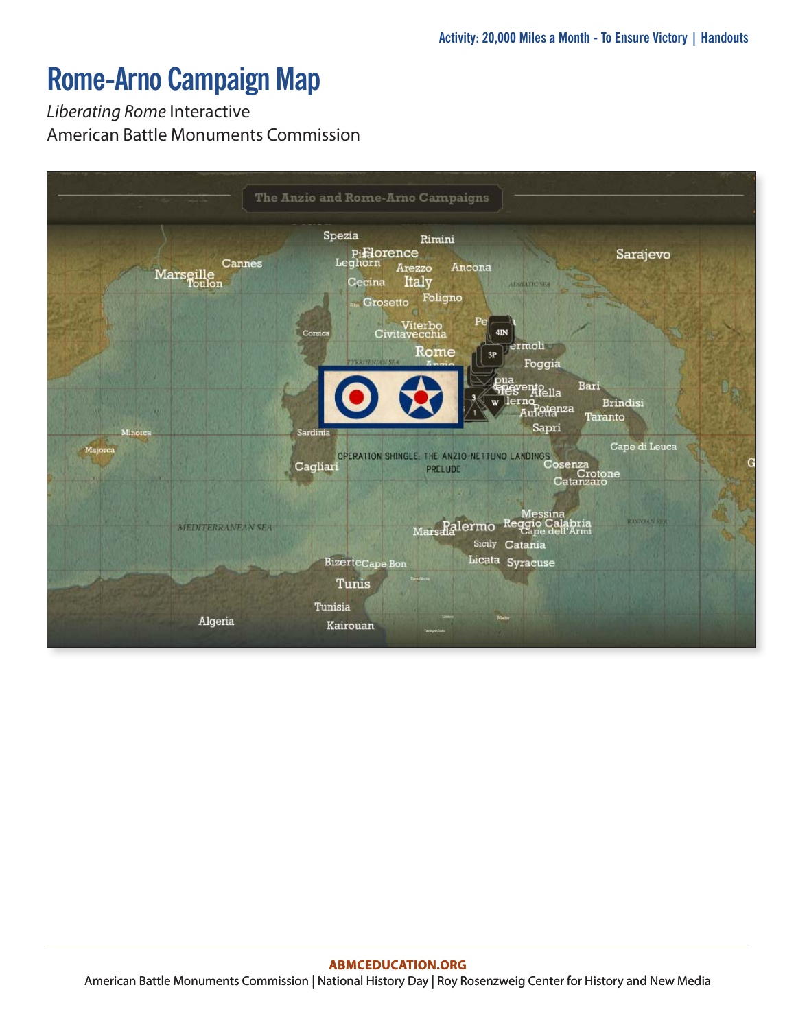# Rome-Arno Campaign Map

*Liberating Rome* Interactive
American Battle Monuments Commission

The Anzio and Rome-Arno Campaigns

Spezia
Rimini
Pisa
Florence
Leghorn
Arezzo
Ancona
Sarajevo
Cannes
Marseille
Toulon
Cecina
Italy
ADRIATIC SEA
Grosetto
Foligno
Corsica
Viterbo
Civitavecchia
Pescara
4IN
Termoli
3P
Rome
Anzio
TYRRHENIAN SEA
Foggia
Capua
Benevento
Naples
Atella
Bari
3
W
Salerno
Potenza
Auletta
Brindisi
1
Taranto
Minorca
Sardinia
Sapri
Majorca
Cape di Leuca
OPERATION SHINGLE: THE ANZIO-NETTUNO LANDINGS
Cagliari
PRELUDE
Cosenza
Crotone
Catanzaro
Messina
MEDITERRANEAN SEA
Marsala
Palermo
Reggio Calabria
Cape dell'Armi
IONIAN SEA
Sicily
Catania
Bizerte
Cape Bon
Licata
Syracuse
Tunis
Tunisia
Algeria
Kairouan